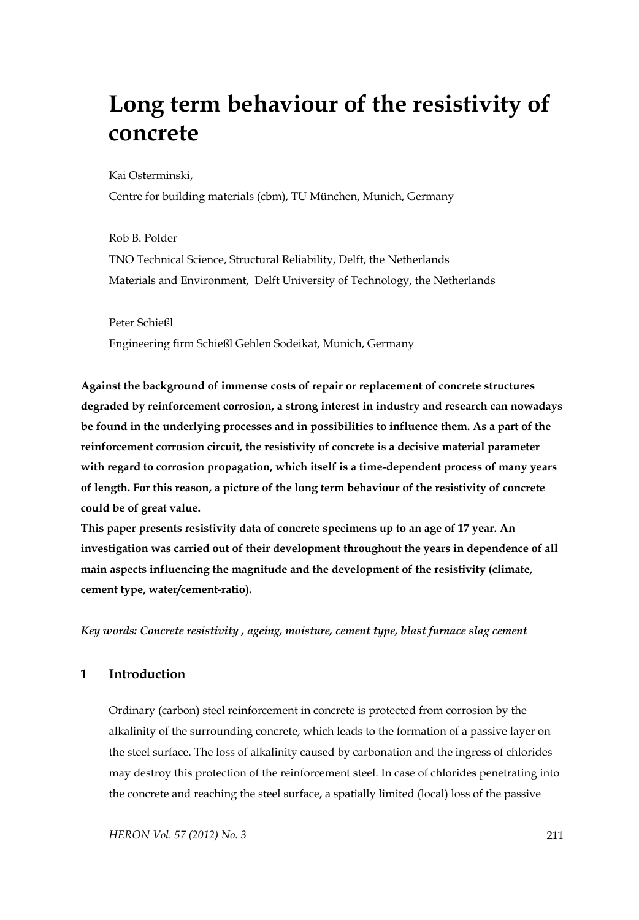# Long term behaviour of the resistivity of concrete

Kai Osterminski,

Centre for building materials (cbm), TU München, Munich, Germany

Rob B. Polder

TNO Technical Science, Structural Reliability, Delft, the Netherlands

Materials and Environment, Delft University of Technology, the Netherlands

Peter Schießl

Engineering firm Schießl Gehlen Sodeikat, Munich, Germany

**Against the background of immense costs of repair or replacement of concrete structures degraded by reinforcement corrosion, a strong interest in industry and research can nowadays be found in the underlying processes and in possibilities to influence them. As a part of the reinforcement corrosion circuit, the resistivity of concrete is a decisive material parameter with regard to corrosion propagation, which itself is a time-dependent process of many years of length. For this reason, a picture of the long term behaviour of the resistivity of concrete could be of great value.**

**This paper presents resistivity data of concrete specimens up to an age of 17 year. An investigation was carried out of their development throughout the years in dependence of all main aspects influencing the magnitude and the development of the resistivity (climate, cement type, water/cement-ratio).**

***Key words: Concrete resistivity , ageing, moisture, cement type, blast furnace slag cement***

## 1 Introduction

Ordinary (carbon) steel reinforcement in concrete is protected from corrosion by the alkalinity of the surrounding concrete, which leads to the formation of a passive layer on the steel surface. The loss of alkalinity caused by carbonation and the ingress of chlorides may destroy this protection of the reinforcement steel. In case of chlorides penetrating into the concrete and reaching the steel surface, a spatially limited (local) loss of the passive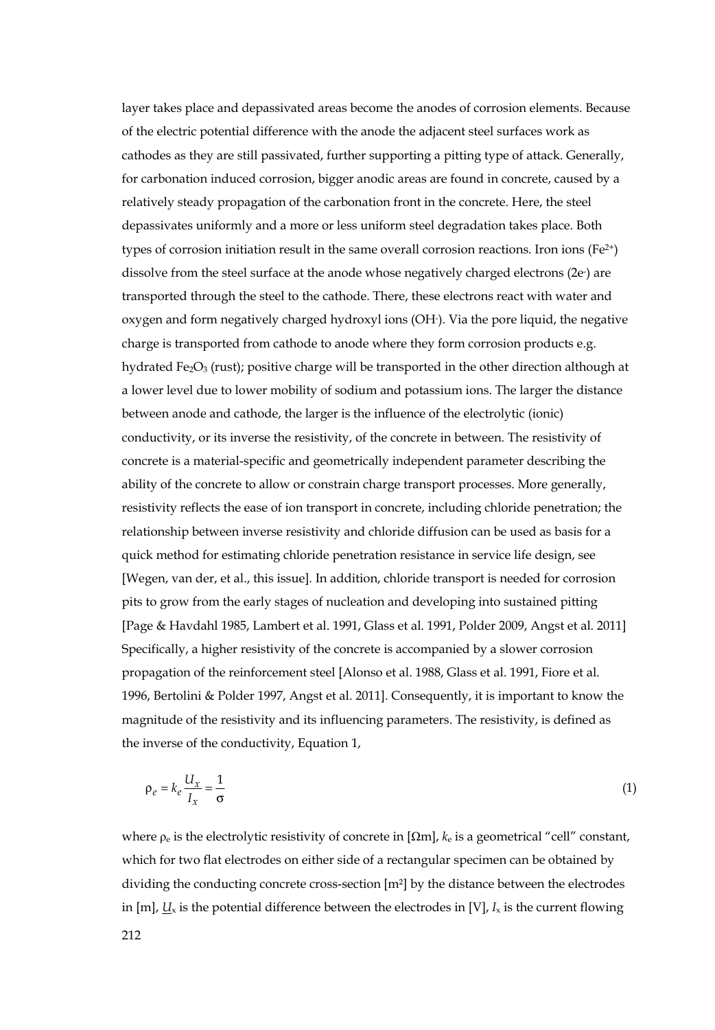layer takes place and depassivated areas become the anodes of corrosion elements. Because of the electric potential difference with the anode the adjacent steel surfaces work as cathodes as they are still passivated, further supporting a pitting type of attack. Generally, for carbonation induced corrosion, bigger anodic areas are found in concrete, caused by a relatively steady propagation of the carbonation front in the concrete. Here, the steel depassivates uniformly and a more or less uniform steel degradation takes place. Both types of corrosion initiation result in the same overall corrosion reactions. Iron ions ($Fe^{2+}$) dissolve from the steel surface at the anode whose negatively charged electrons ($2e^-$) are transported through the steel to the cathode. There, these electrons react with water and oxygen and form negatively charged hydroxyl ions ($OH^-$). Via the pore liquid, the negative charge is transported from cathode to anode where they form corrosion products e.g. hydrated $Fe_2O_3$ (rust); positive charge will be transported in the other direction although at a lower level due to lower mobility of sodium and potassium ions. The larger the distance between anode and cathode, the larger is the influence of the electrolytic (ionic) conductivity, or its inverse the resistivity, of the concrete in between. The resistivity of concrete is a material-specific and geometrically independent parameter describing the ability of the concrete to allow or constrain charge transport processes. More generally, resistivity reflects the ease of ion transport in concrete, including chloride penetration; the relationship between inverse resistivity and chloride diffusion can be used as basis for a quick method for estimating chloride penetration resistance in service life design, see [Wegen, van der, et al., this issue]. In addition, chloride transport is needed for corrosion pits to grow from the early stages of nucleation and developing into sustained pitting [Page & Havdahl 1985, Lambert et al. 1991, Glass et al. 1991, Polder 2009, Angst et al. 2011] Specifically, a higher resistivity of the concrete is accompanied by a slower corrosion propagation of the reinforcement steel [Alonso et al. 1988, Glass et al. 1991, Fiore et al. 1996, Bertolini & Polder 1997, Angst et al. 2011]. Consequently, it is important to know the magnitude of the resistivity and its influencing parameters. The resistivity, is defined as the inverse of the conductivity, Equation 1,

$$\rho_e = k_e \frac{U_x}{I_x} = \frac{1}{\sigma} \tag{1}$$

where $\rho_e$ is the electrolytic resistivity of concrete in [Ωm], $k_e$ is a geometrical "cell" constant, which for two flat electrodes on either side of a rectangular specimen can be obtained by dividing the conducting concrete cross-section [m²] by the distance between the electrodes in [m], $\underline{U}_x$ is the potential difference between the electrodes in [V], $I_x$ is the current flowing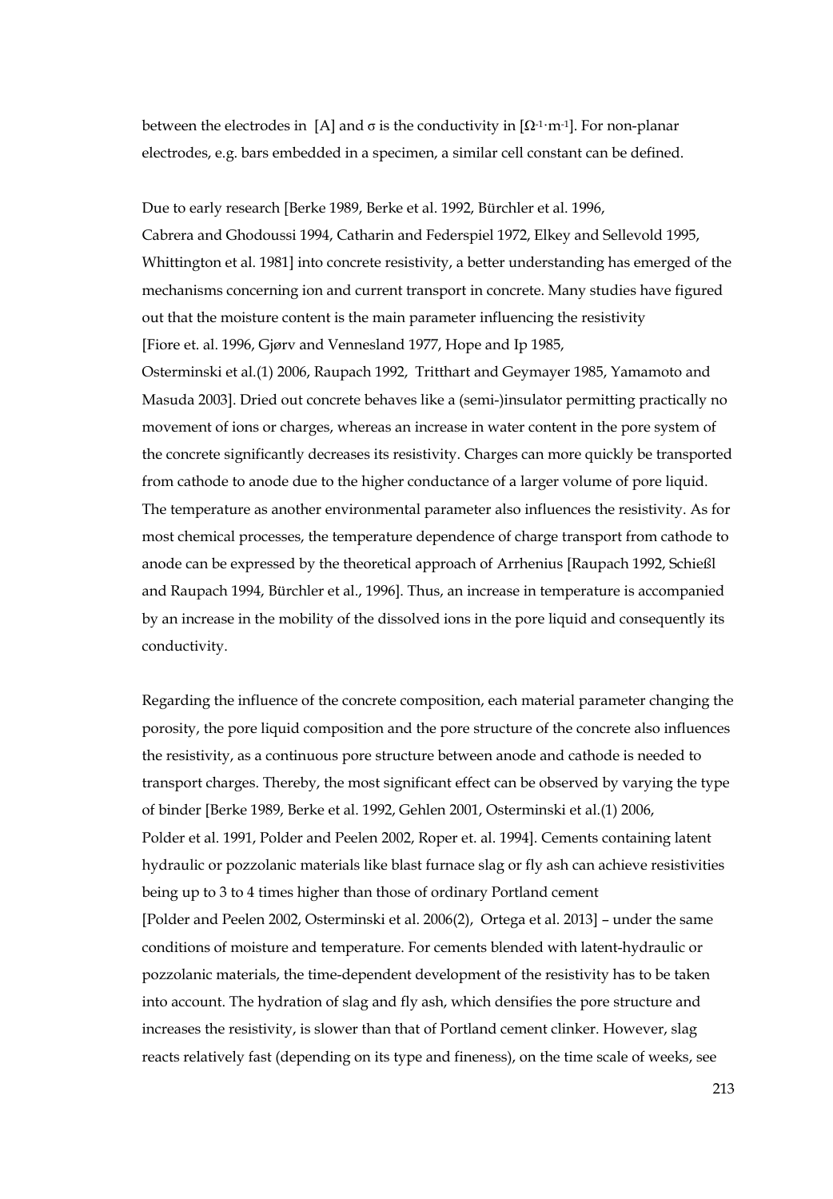between the electrodes in [A] and σ is the conductivity in [$\Omega^{-1}\cdot m^{-1}$]. For non-planar electrodes, e.g. bars embedded in a specimen, a similar cell constant can be defined.

Due to early research [Berke 1989, Berke et al. 1992, Bürchler et al. 1996, Cabrera and Ghodoussi 1994, Catharin and Federspiel 1972, Elkey and Sellevold 1995, Whittington et al. 1981] into concrete resistivity, a better understanding has emerged of the mechanisms concerning ion and current transport in concrete. Many studies have figured out that the moisture content is the main parameter influencing the resistivity [Fiore et. al. 1996, Gjørv and Vennesland 1977, Hope and Ip 1985, Osterminski et al.(1) 2006, Raupach 1992, Tritthart and Geymayer 1985, Yamamoto and Masuda 2003]. Dried out concrete behaves like a (semi-)insulator permitting practically no movement of ions or charges, whereas an increase in water content in the pore system of the concrete significantly decreases its resistivity. Charges can more quickly be transported from cathode to anode due to the higher conductance of a larger volume of pore liquid. The temperature as another environmental parameter also influences the resistivity. As for most chemical processes, the temperature dependence of charge transport from cathode to anode can be expressed by the theoretical approach of Arrhenius [Raupach 1992, Schießl and Raupach 1994, Bürchler et al., 1996]. Thus, an increase in temperature is accompanied by an increase in the mobility of the dissolved ions in the pore liquid and consequently its conductivity.

Regarding the influence of the concrete composition, each material parameter changing the porosity, the pore liquid composition and the pore structure of the concrete also influences the resistivity, as a continuous pore structure between anode and cathode is needed to transport charges. Thereby, the most significant effect can be observed by varying the type of binder [Berke 1989, Berke et al. 1992, Gehlen 2001, Osterminski et al.(1) 2006, Polder et al. 1991, Polder and Peelen 2002, Roper et. al. 1994]. Cements containing latent hydraulic or pozzolanic materials like blast furnace slag or fly ash can achieve resistivities being up to 3 to 4 times higher than those of ordinary Portland cement [Polder and Peelen 2002, Osterminski et al. 2006(2), Ortega et al. 2013] – under the same conditions of moisture and temperature. For cements blended with latent-hydraulic or pozzolanic materials, the time-dependent development of the resistivity has to be taken into account. The hydration of slag and fly ash, which densifies the pore structure and increases the resistivity, is slower than that of Portland cement clinker. However, slag reacts relatively fast (depending on its type and fineness), on the time scale of weeks, see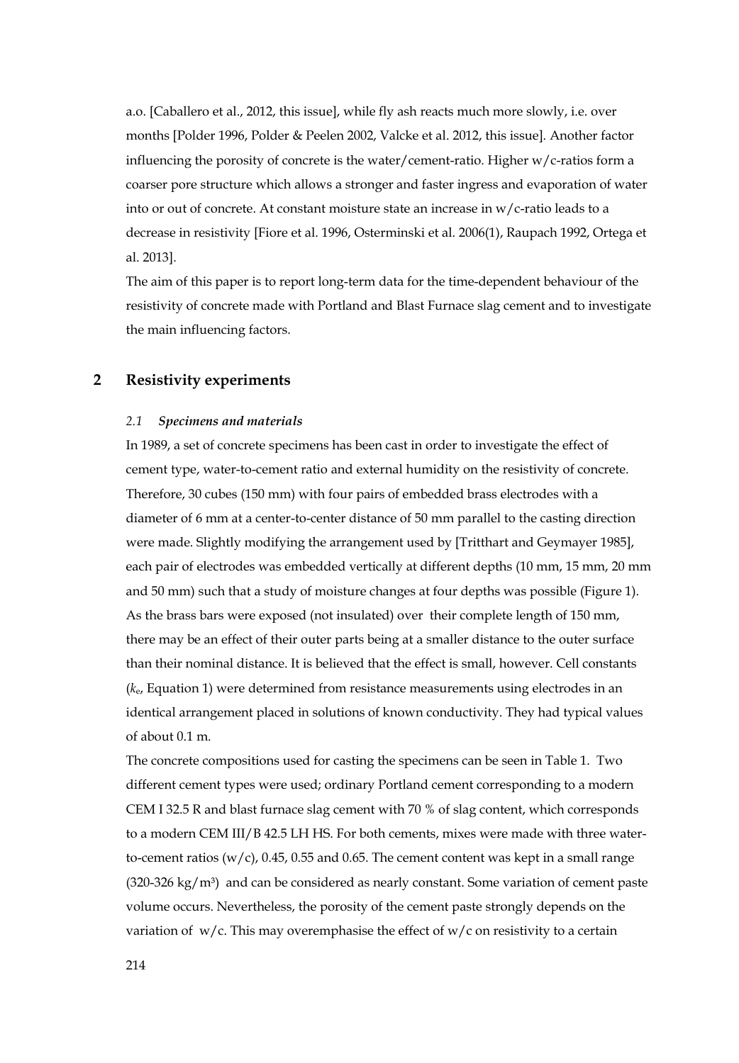a.o. [Caballero et al., 2012, this issue], while fly ash reacts much more slowly, i.e. over months [Polder 1996, Polder & Peelen 2002, Valcke et al. 2012, this issue]. Another factor influencing the porosity of concrete is the water/cement-ratio. Higher w/c-ratios form a coarser pore structure which allows a stronger and faster ingress and evaporation of water into or out of concrete. At constant moisture state an increase in w/c-ratio leads to a decrease in resistivity [Fiore et al. 1996, Osterminski et al. 2006(1), Raupach 1992, Ortega et al. 2013].

The aim of this paper is to report long-term data for the time-dependent behaviour of the resistivity of concrete made with Portland and Blast Furnace slag cement and to investigate the main influencing factors.

## 2 Resistivity experiments

### 2.1 *Specimens and materials*

In 1989, a set of concrete specimens has been cast in order to investigate the effect of cement type, water-to-cement ratio and external humidity on the resistivity of concrete. Therefore, 30 cubes (150 mm) with four pairs of embedded brass electrodes with a diameter of 6 mm at a center-to-center distance of 50 mm parallel to the casting direction were made. Slightly modifying the arrangement used by [Tritthart and Geymayer 1985], each pair of electrodes was embedded vertically at different depths (10 mm, 15 mm, 20 mm and 50 mm) such that a study of moisture changes at four depths was possible (Figure 1). As the brass bars were exposed (not insulated) over their complete length of 150 mm, there may be an effect of their outer parts being at a smaller distance to the outer surface than their nominal distance. It is believed that the effect is small, however. Cell constants ($k_e$, Equation 1) were determined from resistance measurements using electrodes in an identical arrangement placed in solutions of known conductivity. They had typical values of about 0.1 m.

The concrete compositions used for casting the specimens can be seen in Table 1. Two different cement types were used; ordinary Portland cement corresponding to a modern CEM I 32.5 R and blast furnace slag cement with 70 % of slag content, which corresponds to a modern CEM III/B 42.5 LH HS. For both cements, mixes were made with three water-to-cement ratios (w/c), 0.45, 0.55 and 0.65. The cement content was kept in a small range (320-326 kg/m³) and can be considered as nearly constant. Some variation of cement paste volume occurs. Nevertheless, the porosity of the cement paste strongly depends on the variation of w/c. This may overemphasise the effect of w/c on resistivity to a certain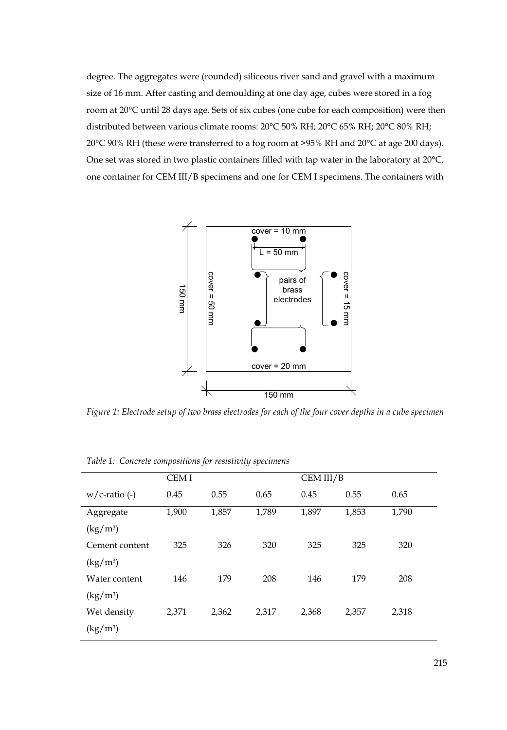degree. The aggregates were (rounded) siliceous river sand and gravel with a maximum size of 16 mm. After casting and demoulding at one day age, cubes were stored in a fog room at 20°C until 28 days age. Sets of six cubes (one cube for each composition) were then distributed between various climate rooms: 20°C 50% RH; 20°C 65% RH; 20°C 80% RH; 20°C 90% RH (these were transferred to a fog room at >95% RH and 20°C at age 200 days). One set was stored in two plastic containers filled with tap water in the laboratory at 20°C, one container for CEM III/B specimens and one for CEM I specimens. The containers with

cover = 10 mm

L = 50 mm

pairs of brass electrodes

cover = 50 mm

cover = 15 mm

150 mm

cover = 20 mm

150 mm

*Figure 1: Electrode setup of two brass electrodes for each of the four cover depths in a cube specimen*

*Table 1: Concrete compositions for resistivity specimens*

| | CEM I | | | CEM III/B | | |
|---|---|---|---|---|---|---|
| w/c-ratio (-) | 0.45 | 0.55 | 0.65 | 0.45 | 0.55 | 0.65 |
| Aggregate (kg/m³) | 1,900 | 1,857 | 1,789 | 1,897 | 1,853 | 1,790 |
| Cement content (kg/m³) | 325 | 326 | 320 | 325 | 325 | 320 |
| Water content (kg/m³) | 146 | 179 | 208 | 146 | 179 | 208 |
| Wet density (kg/m³) | 2,371 | 2,362 | 2,317 | 2,368 | 2,357 | 2,318 |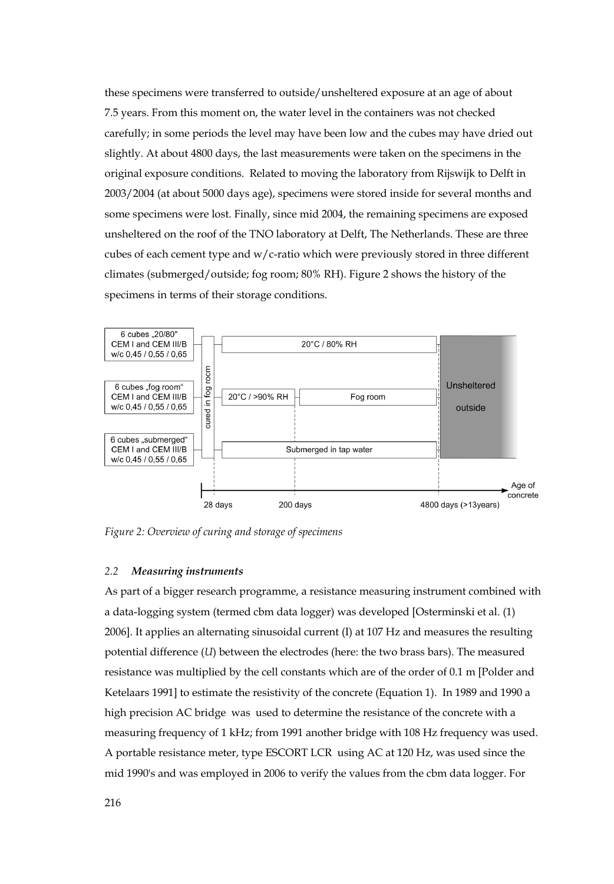these specimens were transferred to outside/unsheltered exposure at an age of about 7.5 years. From this moment on, the water level in the containers was not checked carefully; in some periods the level may have been low and the cubes may have dried out slightly. At about 4800 days, the last measurements were taken on the specimens in the original exposure conditions. Related to moving the laboratory from Rijswijk to Delft in 2003/2004 (at about 5000 days age), specimens were stored inside for several months and some specimens were lost. Finally, since mid 2004, the remaining specimens are exposed unsheltered on the roof of the TNO laboratory at Delft, The Netherlands. These are three cubes of each cement type and w/c-ratio which were previously stored in three different climates (submerged/outside; fog room; 80% RH). Figure 2 shows the history of the specimens in terms of their storage conditions.

6 cubes „20/80"
CEM I and CEM III/B
w/c 0,45 / 0,55 / 0,65

6 cubes „fog room"
CEM I and CEM III/B
w/c 0,45 / 0,55 / 0,65

6 cubes „submerged"
CEM I and CEM III/B
w/c 0,45 / 0,55 / 0,65

cured in fog room

20°C / 80% RH

20°C / >90% RH

Fog room

Submerged in tap water

Unsheltered outside

28 days

200 days

4800 days (>13years)

Age of concrete

*Figure 2: Overview of curing and storage of specimens*

### *2.2 Measuring instruments*

As part of a bigger research programme, a resistance measuring instrument combined with a data-logging system (termed cbm data logger) was developed [Osterminski et al. (1) 2006]. It applies an alternating sinusoidal current (I) at 107 Hz and measures the resulting potential difference ($U$) between the electrodes (here: the two brass bars). The measured resistance was multiplied by the cell constants which are of the order of 0.1 m [Polder and Ketelaars 1991] to estimate the resistivity of the concrete (Equation 1). In 1989 and 1990 a high precision AC bridge was used to determine the resistance of the concrete with a measuring frequency of 1 kHz; from 1991 another bridge with 108 Hz frequency was used. A portable resistance meter, type ESCORT LCR using AC at 120 Hz, was used since the mid 1990's and was employed in 2006 to verify the values from the cbm data logger. For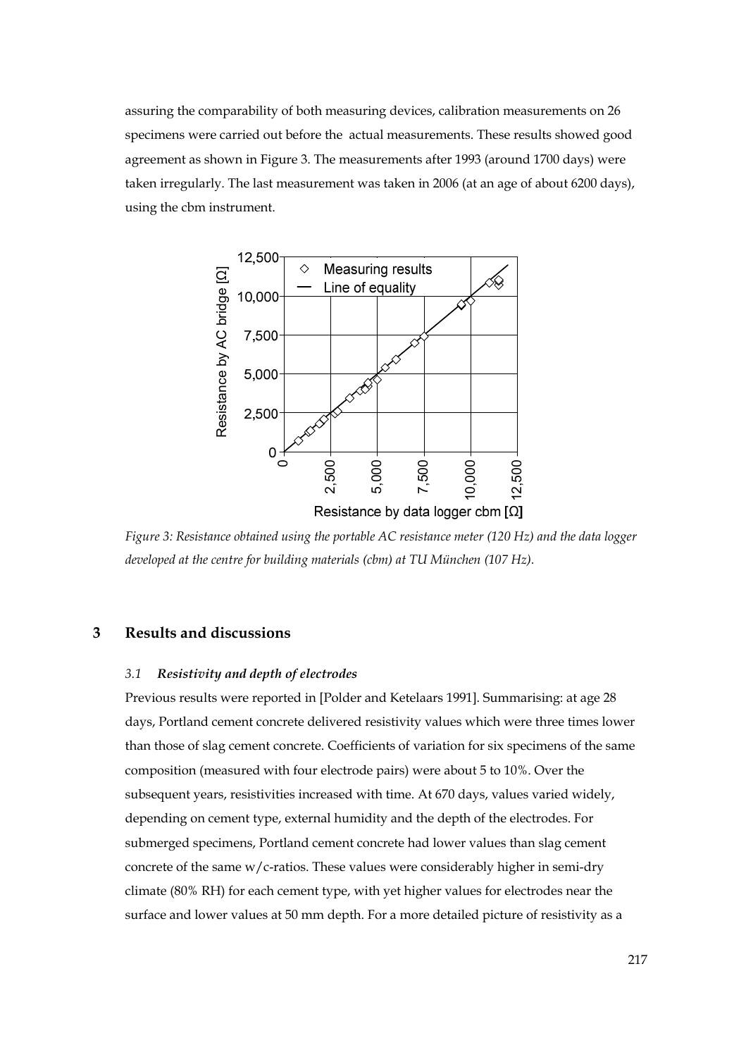assuring the comparability of both measuring devices, calibration measurements on 26 specimens were carried out before the actual measurements. These results showed good agreement as shown in Figure 3. The measurements after 1993 (around 1700 days) were taken irregularly. The last measurement was taken in 2006 (at an age of about 6200 days), using the cbm instrument.

Measuring results
Line of equality
Resistance by AC bridge [Ω]
12,500
10,000
7,500
5,000
2,500
0
0
2,500
5,000
7,500
10,000
12,500
Resistance by data logger cbm [Ω]

*Figure 3: Resistance obtained using the portable AC resistance meter (120 Hz) and the data logger developed at the centre for building materials (cbm) at TU München (107 Hz).*

## 3 Results and discussions

### *3.1 Resistivity and depth of electrodes*

Previous results were reported in [Polder and Ketelaars 1991]. Summarising: at age 28 days, Portland cement concrete delivered resistivity values which were three times lower than those of slag cement concrete. Coefficients of variation for six specimens of the same composition (measured with four electrode pairs) were about 5 to 10%. Over the subsequent years, resistivities increased with time. At 670 days, values varied widely, depending on cement type, external humidity and the depth of the electrodes. For submerged specimens, Portland cement concrete had lower values than slag cement concrete of the same w/c-ratios. These values were considerably higher in semi-dry climate (80% RH) for each cement type, with yet higher values for electrodes near the surface and lower values at 50 mm depth. For a more detailed picture of resistivity as a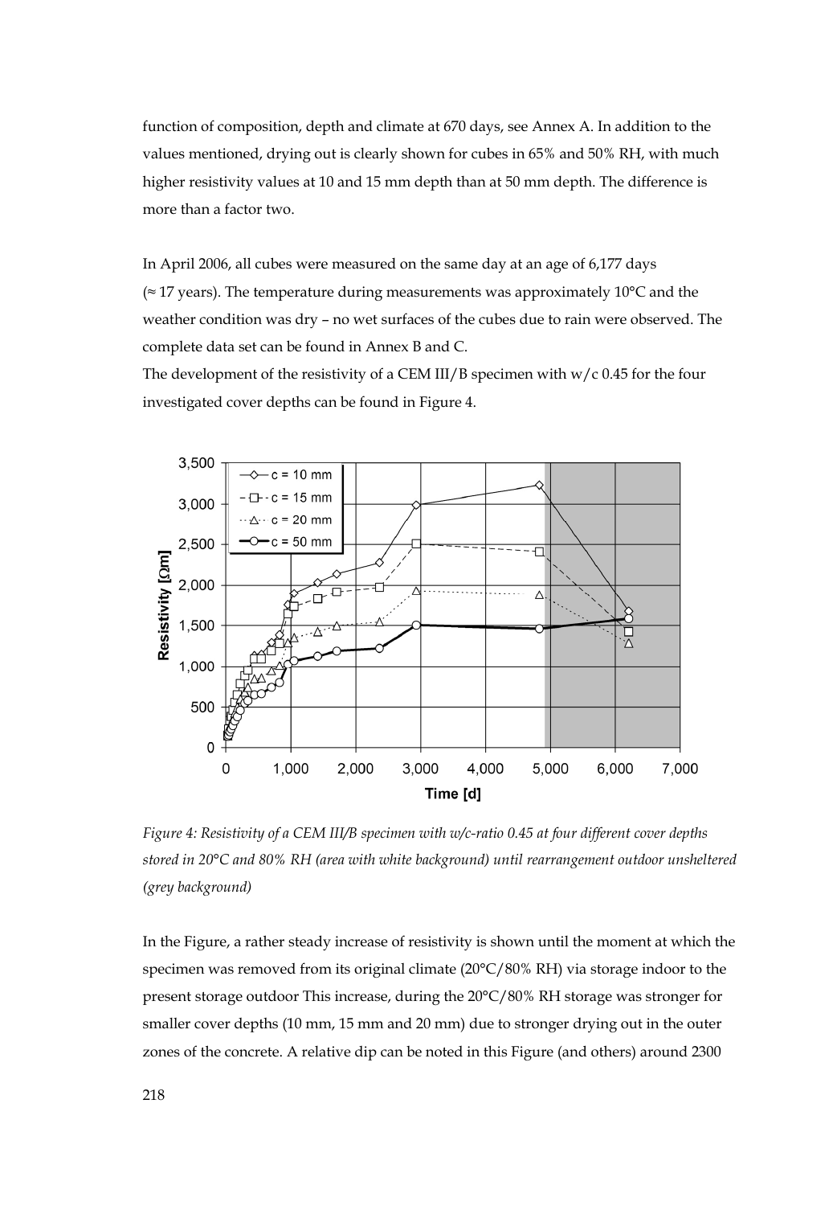function of composition, depth and climate at 670 days, see Annex A. In addition to the values mentioned, drying out is clearly shown for cubes in 65% and 50% RH, with much higher resistivity values at 10 and 15 mm depth than at 50 mm depth. The difference is more than a factor two.

In April 2006, all cubes were measured on the same day at an age of 6,177 days (≈ 17 years). The temperature during measurements was approximately 10°C and the weather condition was dry – no wet surfaces of the cubes due to rain were observed. The complete data set can be found in Annex B and C.

The development of the resistivity of a CEM III/B specimen with w/c 0.45 for the four investigated cover depths can be found in Figure 4.

c = 10 mm
c = 15 mm
c = 20 mm
c = 50 mm

Resistivity [Ωm]

3,500
3,000
2,500
2,000
1,500
1,000
500
0

0 1,000 2,000 3,000 4,000 5,000 6,000 7,000

Time [d]

*Figure 4: Resistivity of a CEM III/B specimen with w/c-ratio 0.45 at four different cover depths stored in 20°C and 80% RH (area with white background) until rearrangement outdoor unsheltered (grey background)*

In the Figure, a rather steady increase of resistivity is shown until the moment at which the specimen was removed from its original climate (20°C/80% RH) via storage indoor to the present storage outdoor This increase, during the 20°C/80% RH storage was stronger for smaller cover depths (10 mm, 15 mm and 20 mm) due to stronger drying out in the outer zones of the concrete. A relative dip can be noted in this Figure (and others) around 2300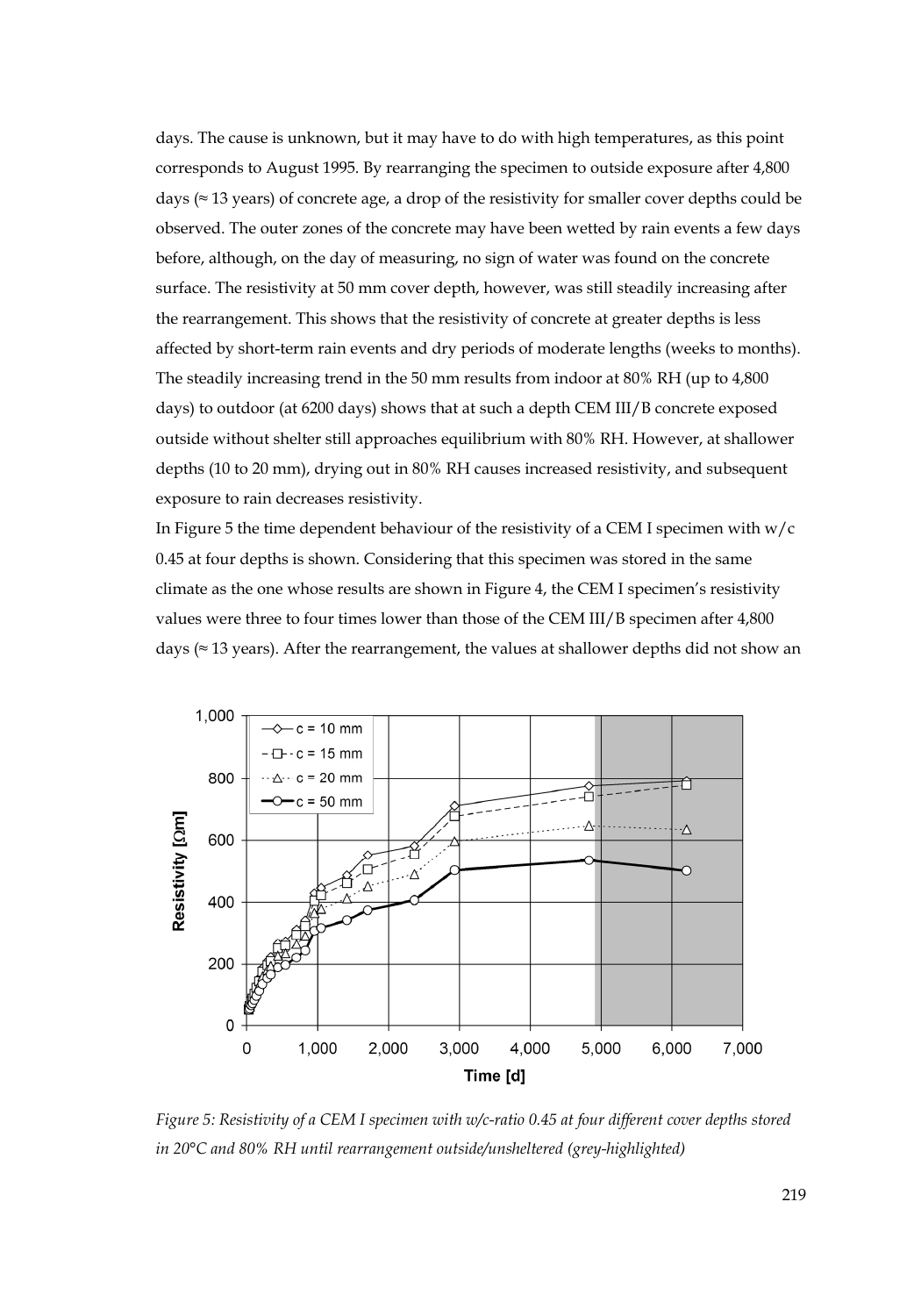days. The cause is unknown, but it may have to do with high temperatures, as this point corresponds to August 1995. By rearranging the specimen to outside exposure after 4,800 days (≈ 13 years) of concrete age, a drop of the resistivity for smaller cover depths could be observed. The outer zones of the concrete may have been wetted by rain events a few days before, although, on the day of measuring, no sign of water was found on the concrete surface. The resistivity at 50 mm cover depth, however, was still steadily increasing after the rearrangement. This shows that the resistivity of concrete at greater depths is less affected by short-term rain events and dry periods of moderate lengths (weeks to months). The steadily increasing trend in the 50 mm results from indoor at 80% RH (up to 4,800 days) to outdoor (at 6200 days) shows that at such a depth CEM III/B concrete exposed outside without shelter still approaches equilibrium with 80% RH. However, at shallower depths (10 to 20 mm), drying out in 80% RH causes increased resistivity, and subsequent exposure to rain decreases resistivity.

In Figure 5 the time dependent behaviour of the resistivity of a CEM I specimen with w/c 0.45 at four depths is shown. Considering that this specimen was stored in the same climate as the one whose results are shown in Figure 4, the CEM I specimen's resistivity values were three to four times lower than those of the CEM III/B specimen after 4,800 days (≈ 13 years). After the rearrangement, the values at shallower depths did not show an

Resistivity [Ωm]
1,000
800
600
400
200
0

Time [d]
0
1,000
2,000
3,000
4,000
5,000
6,000
7,000

c = 10 mm
c = 15 mm
c = 20 mm
c = 50 mm

*Figure 5: Resistivity of a CEM I specimen with w/c-ratio 0.45 at four different cover depths stored in 20°C and 80% RH until rearrangement outside/unsheltered (grey-highlighted)*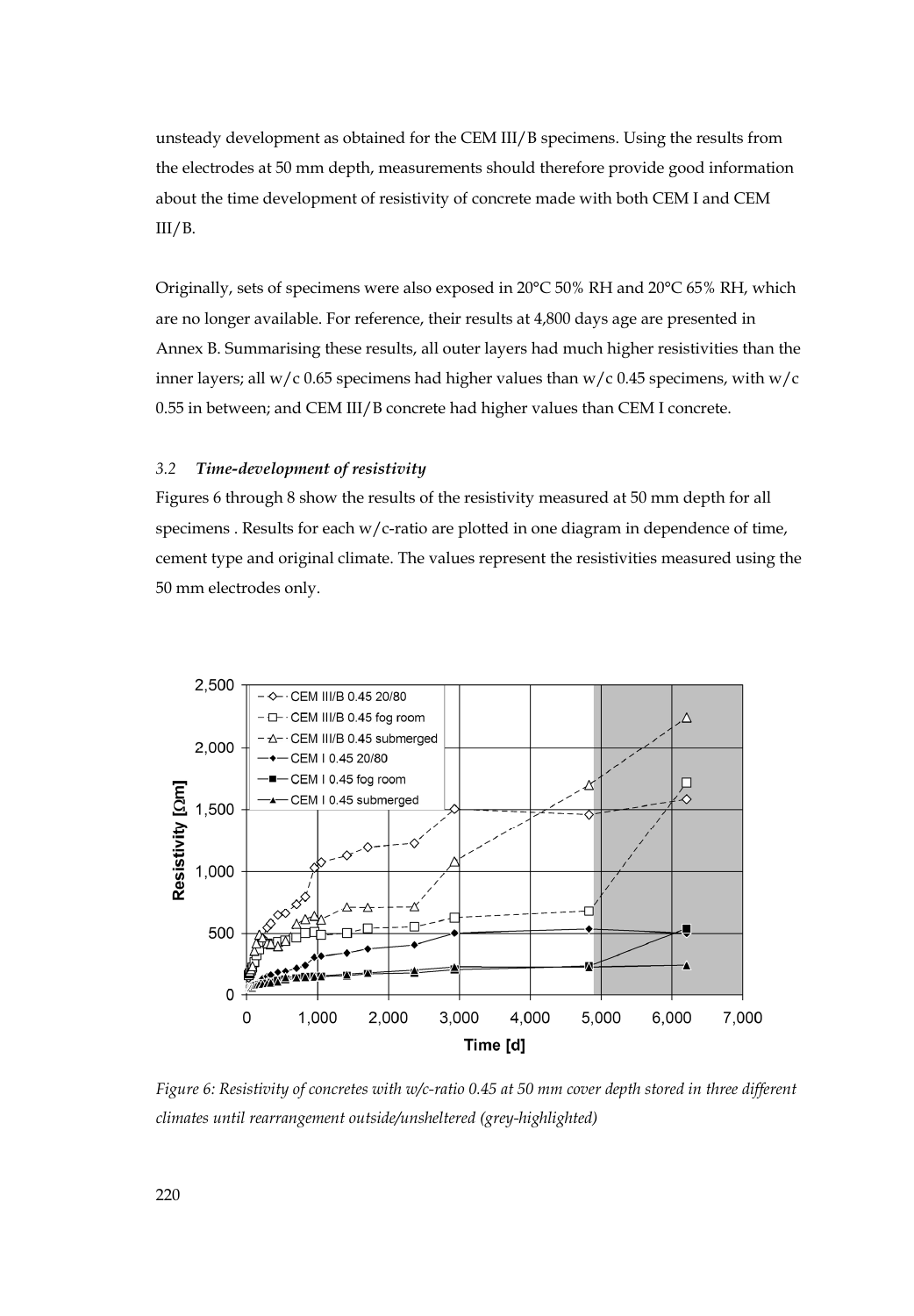unsteady development as obtained for the CEM III/B specimens. Using the results from the electrodes at 50 mm depth, measurements should therefore provide good information about the time development of resistivity of concrete made with both CEM I and CEM III/B.

Originally, sets of specimens were also exposed in 20°C 50% RH and 20°C 65% RH, which are no longer available. For reference, their results at 4,800 days age are presented in Annex B. Summarising these results, all outer layers had much higher resistivities than the inner layers; all w/c 0.65 specimens had higher values than w/c 0.45 specimens, with w/c 0.55 in between; and CEM III/B concrete had higher values than CEM I concrete.

### *3.2 Time-development of resistivity*

Figures 6 through 8 show the results of the resistivity measured at 50 mm depth for all specimens . Results for each w/c-ratio are plotted in one diagram in dependence of time, cement type and original climate. The values represent the resistivities measured using the 50 mm electrodes only.

Resistivity [Ωm]
2,500
2,000
1,500
1,000
500
0

Time [d]
0 1,000 2,000 3,000 4,000 5,000 6,000 7,000

CEM III/B 0.45 20/80
CEM III/B 0.45 fog room
CEM III/B 0.45 submerged
CEM I 0.45 20/80
CEM I 0.45 fog room
CEM I 0.45 submerged

*Figure 6: Resistivity of concretes with w/c-ratio 0.45 at 50 mm cover depth stored in three different climates until rearrangement outside/unsheltered (grey-highlighted)*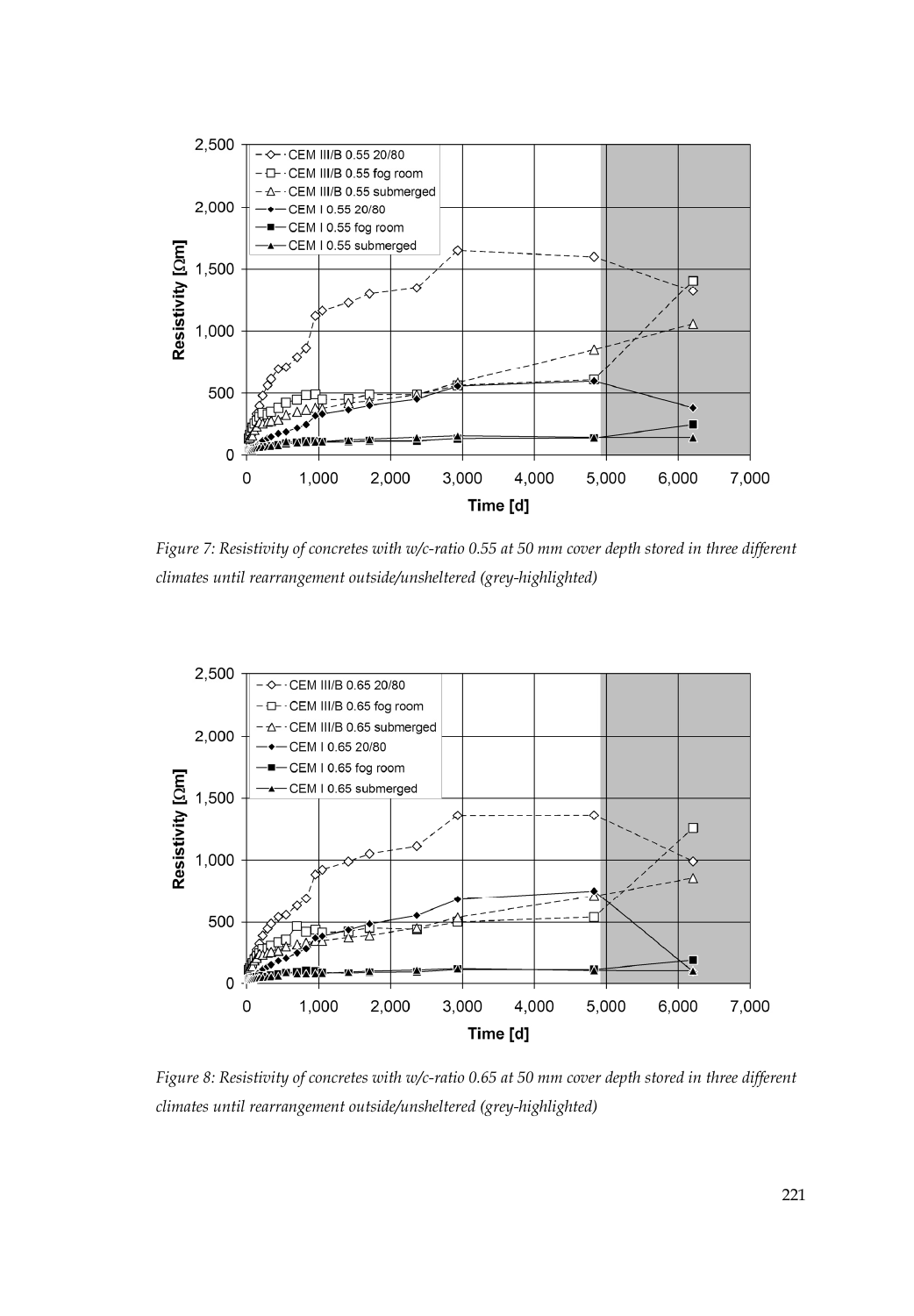2,500
2,000
1,500
1,000
500
0

Resistivity [Ωm]

0 1,000 2,000 3,000 4,000 5,000 6,000 7,000

Time [d]

CEM III/B 0.55 20/80
CEM III/B 0.55 fog room
CEM III/B 0.55 submerged
CEM I 0.55 20/80
CEM I 0.55 fog room
CEM I 0.55 submerged

*Figure 7: Resistivity of concretes with w/c-ratio 0.55 at 50 mm cover depth stored in three different climates until rearrangement outside/unsheltered (grey-highlighted)*

2,500
2,000
1,500
1,000
500
0

Resistivity [Ωm]

0 1,000 2,000 3,000 4,000 5,000 6,000 7,000

Time [d]

CEM III/B 0.65 20/80
CEM III/B 0.65 fog room
CEM III/B 0.65 submerged
CEM I 0.65 20/80
CEM I 0.65 fog room
CEM I 0.65 submerged

*Figure 8: Resistivity of concretes with w/c-ratio 0.65 at 50 mm cover depth stored in three different climates until rearrangement outside/unsheltered (grey-highlighted)*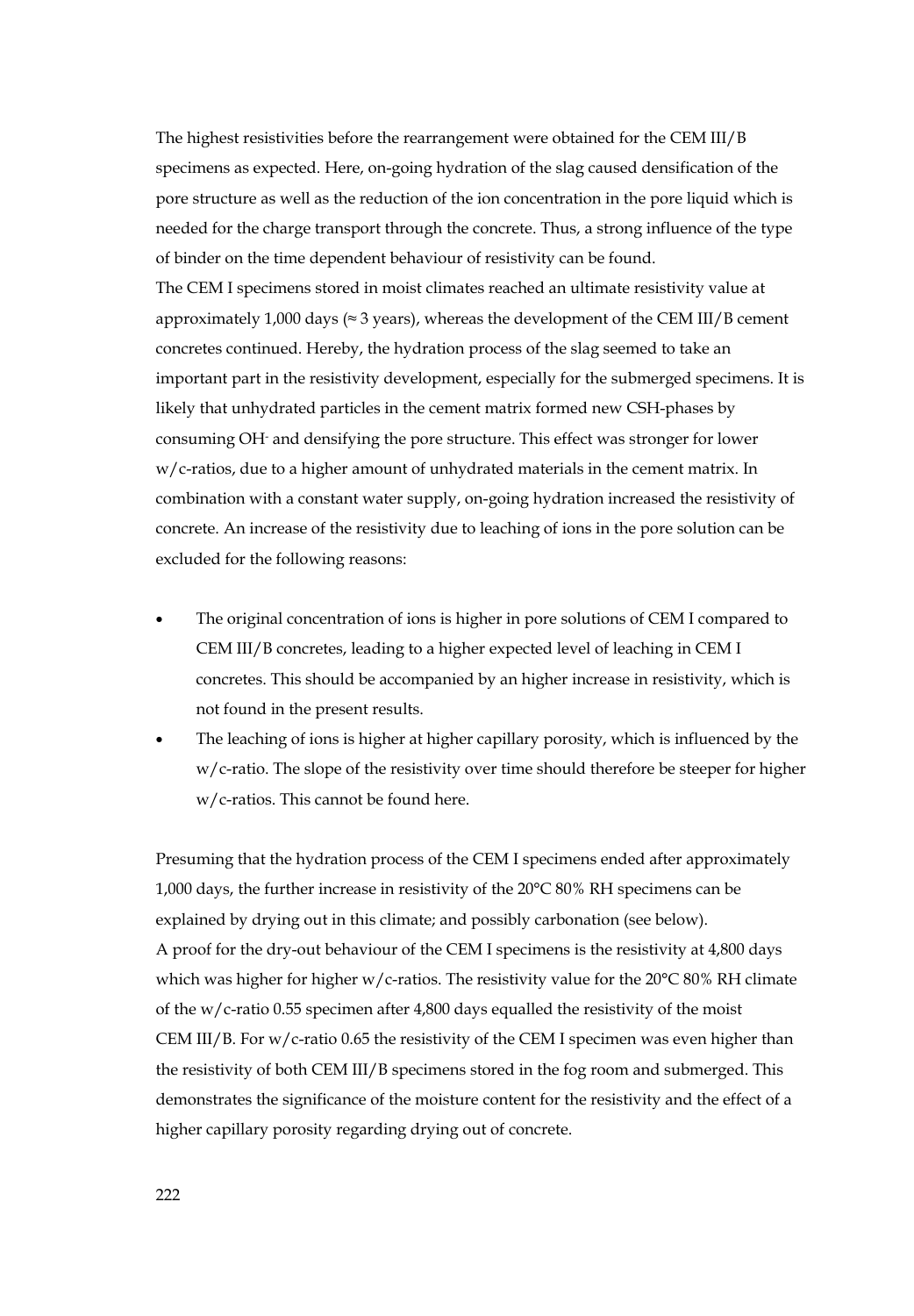The highest resistivities before the rearrangement were obtained for the CEM III/B specimens as expected. Here, on-going hydration of the slag caused densification of the pore structure as well as the reduction of the ion concentration in the pore liquid which is needed for the charge transport through the concrete. Thus, a strong influence of the type of binder on the time dependent behaviour of resistivity can be found.

The CEM I specimens stored in moist climates reached an ultimate resistivity value at approximately 1,000 days (≈ 3 years), whereas the development of the CEM III/B cement concretes continued. Hereby, the hydration process of the slag seemed to take an important part in the resistivity development, especially for the submerged specimens. It is likely that unhydrated particles in the cement matrix formed new CSH-phases by consuming $OH^-$ and densifying the pore structure. This effect was stronger for lower w/c-ratios, due to a higher amount of unhydrated materials in the cement matrix. In combination with a constant water supply, on-going hydration increased the resistivity of concrete. An increase of the resistivity due to leaching of ions in the pore solution can be excluded for the following reasons:

- The original concentration of ions is higher in pore solutions of CEM I compared to CEM III/B concretes, leading to a higher expected level of leaching in CEM I concretes. This should be accompanied by an higher increase in resistivity, which is not found in the present results.
- The leaching of ions is higher at higher capillary porosity, which is influenced by the w/c-ratio. The slope of the resistivity over time should therefore be steeper for higher w/c-ratios. This cannot be found here.

Presuming that the hydration process of the CEM I specimens ended after approximately 1,000 days, the further increase in resistivity of the 20°C 80% RH specimens can be explained by drying out in this climate; and possibly carbonation (see below).

A proof for the dry-out behaviour of the CEM I specimens is the resistivity at 4,800 days which was higher for higher w/c-ratios. The resistivity value for the 20°C 80% RH climate of the w/c-ratio 0.55 specimen after 4,800 days equalled the resistivity of the moist CEM III/B. For w/c-ratio 0.65 the resistivity of the CEM I specimen was even higher than the resistivity of both CEM III/B specimens stored in the fog room and submerged. This demonstrates the significance of the moisture content for the resistivity and the effect of a higher capillary porosity regarding drying out of concrete.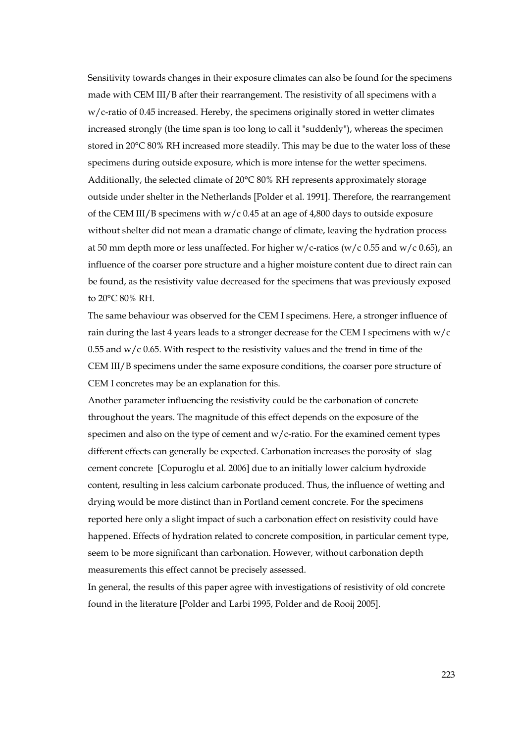Sensitivity towards changes in their exposure climates can also be found for the specimens made with CEM III/B after their rearrangement. The resistivity of all specimens with a w/c-ratio of 0.45 increased. Hereby, the specimens originally stored in wetter climates increased strongly (the time span is too long to call it "suddenly"), whereas the specimen stored in 20°C 80% RH increased more steadily. This may be due to the water loss of these specimens during outside exposure, which is more intense for the wetter specimens. Additionally, the selected climate of 20°C 80% RH represents approximately storage outside under shelter in the Netherlands [Polder et al. 1991]. Therefore, the rearrangement of the CEM III/B specimens with w/c 0.45 at an age of 4,800 days to outside exposure without shelter did not mean a dramatic change of climate, leaving the hydration process at 50 mm depth more or less unaffected. For higher w/c-ratios (w/c 0.55 and w/c 0.65), an influence of the coarser pore structure and a higher moisture content due to direct rain can be found, as the resistivity value decreased for the specimens that was previously exposed to 20°C 80% RH.

The same behaviour was observed for the CEM I specimens. Here, a stronger influence of rain during the last 4 years leads to a stronger decrease for the CEM I specimens with w/c 0.55 and w/c 0.65. With respect to the resistivity values and the trend in time of the CEM III/B specimens under the same exposure conditions, the coarser pore structure of CEM I concretes may be an explanation for this.

Another parameter influencing the resistivity could be the carbonation of concrete throughout the years. The magnitude of this effect depends on the exposure of the specimen and also on the type of cement and w/c-ratio. For the examined cement types different effects can generally be expected. Carbonation increases the porosity of slag cement concrete [Copuroglu et al. 2006] due to an initially lower calcium hydroxide content, resulting in less calcium carbonate produced. Thus, the influence of wetting and drying would be more distinct than in Portland cement concrete. For the specimens reported here only a slight impact of such a carbonation effect on resistivity could have happened. Effects of hydration related to concrete composition, in particular cement type, seem to be more significant than carbonation. However, without carbonation depth measurements this effect cannot be precisely assessed.

In general, the results of this paper agree with investigations of resistivity of old concrete found in the literature [Polder and Larbi 1995, Polder and de Rooij 2005].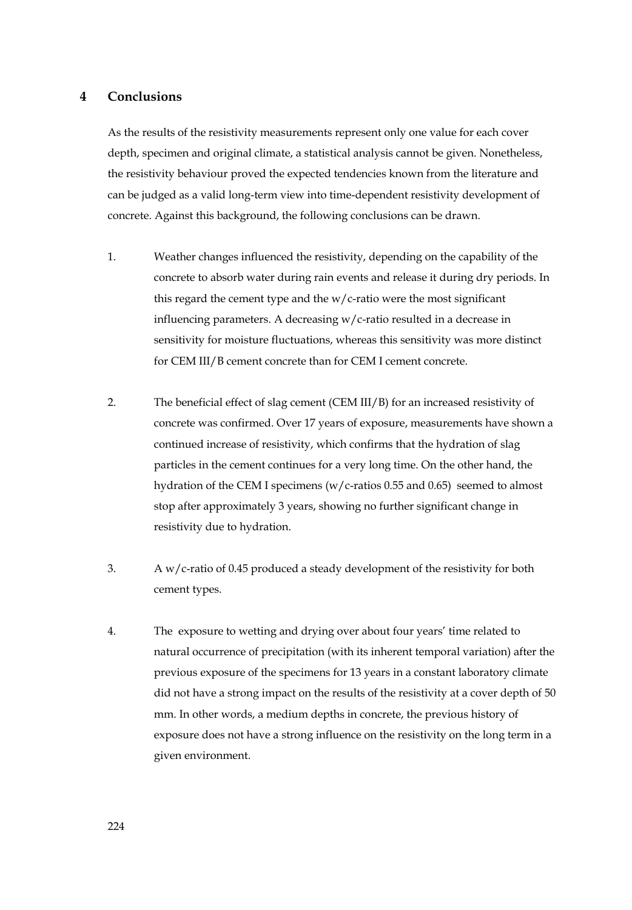## 4 Conclusions

As the results of the resistivity measurements represent only one value for each cover depth, specimen and original climate, a statistical analysis cannot be given. Nonetheless, the resistivity behaviour proved the expected tendencies known from the literature and can be judged as a valid long-term view into time-dependent resistivity development of concrete. Against this background, the following conclusions can be drawn.

1. Weather changes influenced the resistivity, depending on the capability of the concrete to absorb water during rain events and release it during dry periods. In this regard the cement type and the w/c-ratio were the most significant influencing parameters. A decreasing w/c-ratio resulted in a decrease in sensitivity for moisture fluctuations, whereas this sensitivity was more distinct for CEM III/B cement concrete than for CEM I cement concrete.

2. The beneficial effect of slag cement (CEM III/B) for an increased resistivity of concrete was confirmed. Over 17 years of exposure, measurements have shown a continued increase of resistivity, which confirms that the hydration of slag particles in the cement continues for a very long time. On the other hand, the hydration of the CEM I specimens (w/c-ratios 0.55 and 0.65) seemed to almost stop after approximately 3 years, showing no further significant change in resistivity due to hydration.

3. A w/c-ratio of 0.45 produced a steady development of the resistivity for both cement types.

4. The exposure to wetting and drying over about four years' time related to natural occurrence of precipitation (with its inherent temporal variation) after the previous exposure of the specimens for 13 years in a constant laboratory climate did not have a strong impact on the results of the resistivity at a cover depth of 50 mm. In other words, a medium depths in concrete, the previous history of exposure does not have a strong influence on the resistivity on the long term in a given environment.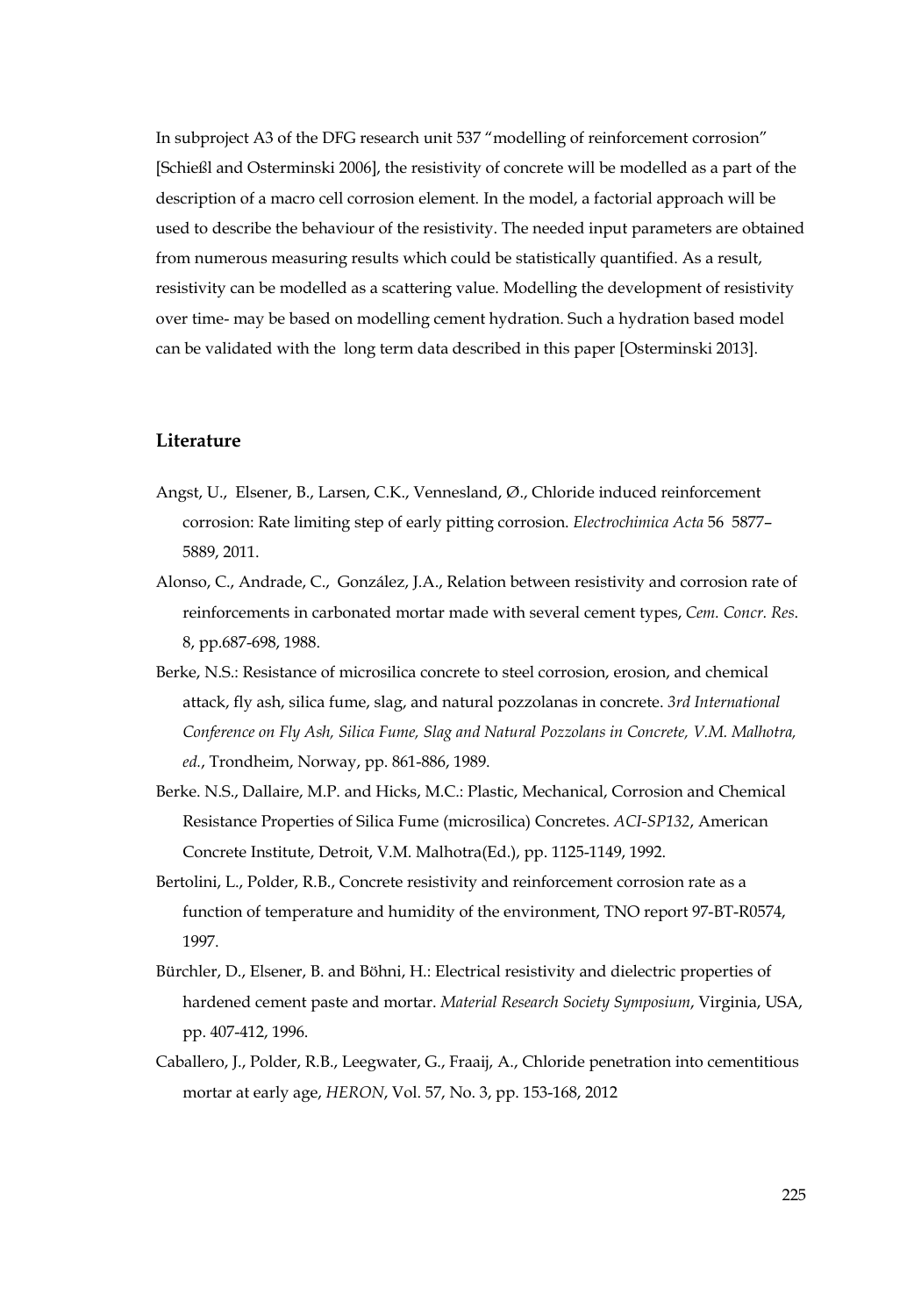In subproject A3 of the DFG research unit 537 "modelling of reinforcement corrosion" [Schießl and Osterminski 2006], the resistivity of concrete will be modelled as a part of the description of a macro cell corrosion element. In the model, a factorial approach will be used to describe the behaviour of the resistivity. The needed input parameters are obtained from numerous measuring results which could be statistically quantified. As a result, resistivity can be modelled as a scattering value. Modelling the development of resistivity over time- may be based on modelling cement hydration. Such a hydration based model can be validated with the long term data described in this paper [Osterminski 2013].

## Literature

Angst, U., Elsener, B., Larsen, C.K., Vennesland, Ø., Chloride induced reinforcement corrosion: Rate limiting step of early pitting corrosion. *Electrochimica Acta* 56 5877–5889, 2011.

Alonso, C., Andrade, C., González, J.A., Relation between resistivity and corrosion rate of reinforcements in carbonated mortar made with several cement types, *Cem. Concr. Res*. 8, pp.687-698, 1988.

Berke, N.S.: Resistance of microsilica concrete to steel corrosion, erosion, and chemical attack, fly ash, silica fume, slag, and natural pozzolanas in concrete. *3rd International Conference on Fly Ash, Silica Fume, Slag and Natural Pozzolans in Concrete, V.M. Malhotra, ed.*, Trondheim, Norway, pp. 861-886, 1989.

Berke. N.S., Dallaire, M.P. and Hicks, M.C.: Plastic, Mechanical, Corrosion and Chemical Resistance Properties of Silica Fume (microsilica) Concretes. *ACI-SP132*, American Concrete Institute, Detroit, V.M. Malhotra(Ed.), pp. 1125-1149, 1992.

Bertolini, L., Polder, R.B., Concrete resistivity and reinforcement corrosion rate as a function of temperature and humidity of the environment, TNO report 97-BT-R0574, 1997.

Bürchler, D., Elsener, B. and Böhni, H.: Electrical resistivity and dielectric properties of hardened cement paste and mortar. *Material Research Society Symposium*, Virginia, USA, pp. 407-412, 1996.

Caballero, J., Polder, R.B., Leegwater, G., Fraaij, A., Chloride penetration into cementitious mortar at early age, *HERON*, Vol. 57, No. 3, pp. 153-168, 2012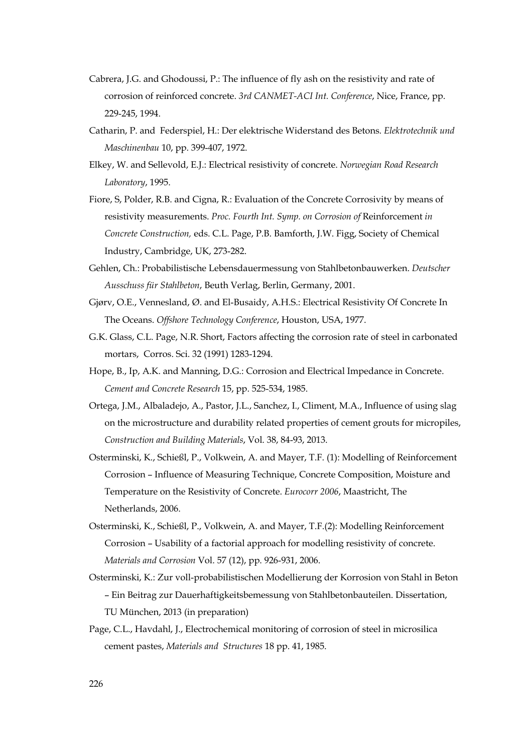Cabrera, J.G. and Ghodoussi, P.: The influence of fly ash on the resistivity and rate of corrosion of reinforced concrete. *3rd CANMET-ACI Int. Conference*, Nice, France, pp. 229-245, 1994.

Catharin, P. and Federspiel, H.: Der elektrische Widerstand des Betons. *Elektrotechnik und Maschinenbau* 10, pp. 399-407, 1972.

Elkey, W. and Sellevold, E.J.: Electrical resistivity of concrete. *Norwegian Road Research Laboratory*, 1995.

Fiore, S, Polder, R.B. and Cigna, R.: Evaluation of the Concrete Corrosivity by means of resistivity measurements. *Proc. Fourth Int. Symp. on Corrosion of* Reinforcement *in Concrete Construction,* eds. C.L. Page, P.B. Bamforth, J.W. Figg, Society of Chemical Industry, Cambridge, UK, 273-282.

Gehlen, Ch.: Probabilistische Lebensdauermessung von Stahlbetonbauwerken. *Deutscher Ausschuss für Stahlbeton*, Beuth Verlag, Berlin, Germany, 2001.

Gjørv, O.E., Vennesland, Ø. and El-Busaidy, A.H.S.: Electrical Resistivity Of Concrete In The Oceans. *Offshore Technology Conference*, Houston, USA, 1977.

G.K. Glass, C.L. Page, N.R. Short, Factors affecting the corrosion rate of steel in carbonated mortars, Corros. Sci. 32 (1991) 1283-1294.

Hope, B., Ip, A.K. and Manning, D.G.: Corrosion and Electrical Impedance in Concrete. *Cement and Concrete Research* 15, pp. 525-534, 1985.

Ortega, J.M., Albaladejo, A., Pastor, J.L., Sanchez, I., Climent, M.A., Influence of using slag on the microstructure and durability related properties of cement grouts for micropiles, *Construction and Building Materials*, Vol. 38, 84-93, 2013.

Osterminski, K., Schießl, P., Volkwein, A. and Mayer, T.F. (1): Modelling of Reinforcement Corrosion – Influence of Measuring Technique, Concrete Composition, Moisture and Temperature on the Resistivity of Concrete. *Eurocorr 2006*, Maastricht, The Netherlands, 2006.

Osterminski, K., Schießl, P., Volkwein, A. and Mayer, T.F.(2): Modelling Reinforcement Corrosion – Usability of a factorial approach for modelling resistivity of concrete. *Materials and Corrosion* Vol. 57 (12), pp. 926-931, 2006.

Osterminski, K.: Zur voll-probabilistischen Modellierung der Korrosion von Stahl in Beton – Ein Beitrag zur Dauerhaftigkeitsbemessung von Stahlbetonbauteilen. Dissertation, TU München, 2013 (in preparation)

Page, C.L., Havdahl, J., Electrochemical monitoring of corrosion of steel in microsilica cement pastes, *Materials and Structures* 18 pp. 41, 1985.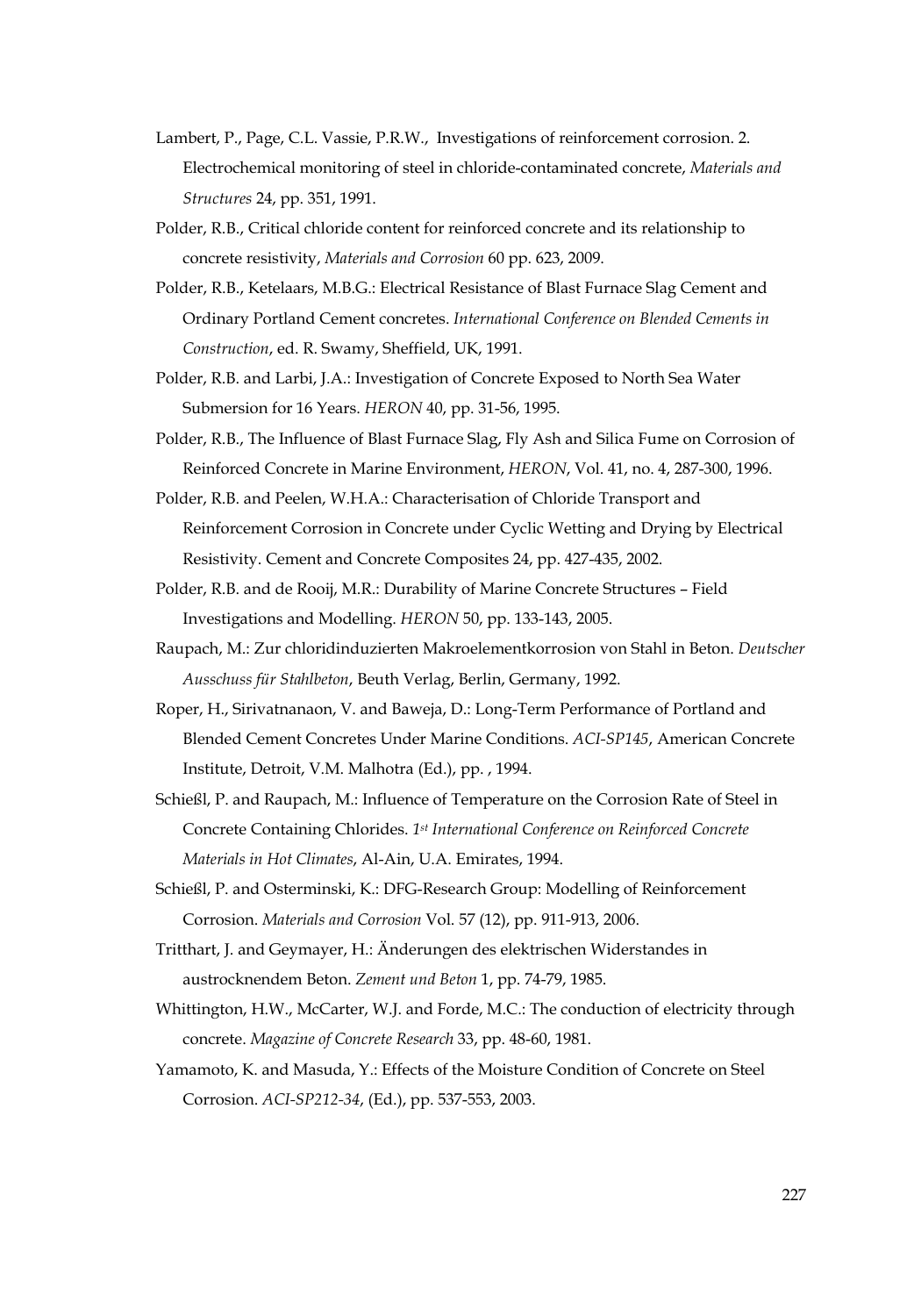Lambert, P., Page, C.L. Vassie, P.R.W., Investigations of reinforcement corrosion. 2. Electrochemical monitoring of steel in chloride-contaminated concrete, *Materials and Structures* 24, pp. 351, 1991.

Polder, R.B., Critical chloride content for reinforced concrete and its relationship to concrete resistivity, *Materials and Corrosion* 60 pp. 623, 2009.

Polder, R.B., Ketelaars, M.B.G.: Electrical Resistance of Blast Furnace Slag Cement and Ordinary Portland Cement concretes. *International Conference on Blended Cements in Construction*, ed. R. Swamy, Sheffield, UK, 1991.

Polder, R.B. and Larbi, J.A.: Investigation of Concrete Exposed to North Sea Water Submersion for 16 Years. *HERON* 40, pp. 31-56, 1995.

Polder, R.B., The Influence of Blast Furnace Slag, Fly Ash and Silica Fume on Corrosion of Reinforced Concrete in Marine Environment, *HERON*, Vol. 41, no. 4, 287-300, 1996.

Polder, R.B. and Peelen, W.H.A.: Characterisation of Chloride Transport and Reinforcement Corrosion in Concrete under Cyclic Wetting and Drying by Electrical Resistivity. Cement and Concrete Composites 24, pp. 427-435, 2002.

Polder, R.B. and de Rooij, M.R.: Durability of Marine Concrete Structures – Field Investigations and Modelling. *HERON* 50, pp. 133-143, 2005.

Raupach, M.: Zur chloridinduzierten Makroelementkorrosion von Stahl in Beton. *Deutscher Ausschuss für Stahlbeton*, Beuth Verlag, Berlin, Germany, 1992.

Roper, H., Sirivatnanaon, V. and Baweja, D.: Long-Term Performance of Portland and Blended Cement Concretes Under Marine Conditions. *ACI-SP145*, American Concrete Institute, Detroit, V.M. Malhotra (Ed.), pp. , 1994.

Schießl, P. and Raupach, M.: Influence of Temperature on the Corrosion Rate of Steel in Concrete Containing Chlorides. *1st International Conference on Reinforced Concrete Materials in Hot Climates*, Al-Ain, U.A. Emirates, 1994.

Schießl, P. and Osterminski, K.: DFG-Research Group: Modelling of Reinforcement Corrosion. *Materials and Corrosion* Vol. 57 (12), pp. 911-913, 2006.

Tritthart, J. and Geymayer, H.: Änderungen des elektrischen Widerstandes in austrocknendem Beton. *Zement und Beton* 1, pp. 74-79, 1985.

Whittington, H.W., McCarter, W.J. and Forde, M.C.: The conduction of electricity through concrete. *Magazine of Concrete Research* 33, pp. 48-60, 1981.

Yamamoto, K. and Masuda, Y.: Effects of the Moisture Condition of Concrete on Steel Corrosion. *ACI-SP212-34*, (Ed.), pp. 537-553, 2003.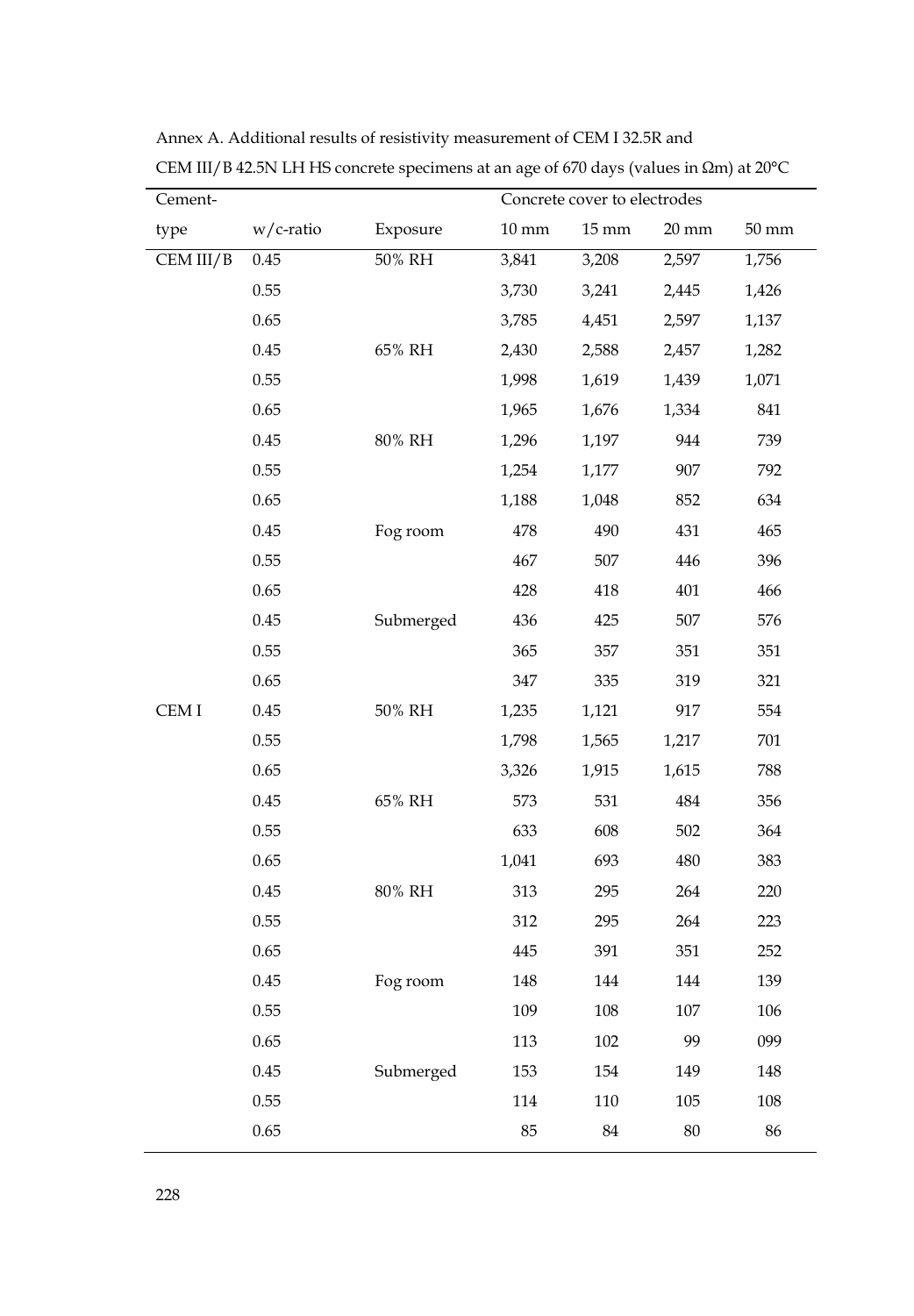Annex A. Additional results of resistivity measurement of CEM I 32.5R and CEM III/B 42.5N LH HS concrete specimens at an age of 670 days (values in Ωm) at 20°C

| Cement- | | | Concrete cover to electrodes | | | |
|---|---|---|---|---|---|---|
| type | w/c-ratio | Exposure | 10 mm | 15 mm | 20 mm | 50 mm |
| CEM III/B | 0.45 | 50% RH | 3,841 | 3,208 | 2,597 | 1,756 |
| | 0.55 | | 3,730 | 3,241 | 2,445 | 1,426 |
| | 0.65 | | 3,785 | 4,451 | 2,597 | 1,137 |
| | 0.45 | 65% RH | 2,430 | 2,588 | 2,457 | 1,282 |
| | 0.55 | | 1,998 | 1,619 | 1,439 | 1,071 |
| | 0.65 | | 1,965 | 1,676 | 1,334 | 841 |
| | 0.45 | 80% RH | 1,296 | 1,197 | 944 | 739 |
| | 0.55 | | 1,254 | 1,177 | 907 | 792 |
| | 0.65 | | 1,188 | 1,048 | 852 | 634 |
| | 0.45 | Fog room | 478 | 490 | 431 | 465 |
| | 0.55 | | 467 | 507 | 446 | 396 |
| | 0.65 | | 428 | 418 | 401 | 466 |
| | 0.45 | Submerged | 436 | 425 | 507 | 576 |
| | 0.55 | | 365 | 357 | 351 | 351 |
| | 0.65 | | 347 | 335 | 319 | 321 |
| CEM I | 0.45 | 50% RH | 1,235 | 1,121 | 917 | 554 |
| | 0.55 | | 1,798 | 1,565 | 1,217 | 701 |
| | 0.65 | | 3,326 | 1,915 | 1,615 | 788 |
| | 0.45 | 65% RH | 573 | 531 | 484 | 356 |
| | 0.55 | | 633 | 608 | 502 | 364 |
| | 0.65 | | 1,041 | 693 | 480 | 383 |
| | 0.45 | 80% RH | 313 | 295 | 264 | 220 |
| | 0.55 | | 312 | 295 | 264 | 223 |
| | 0.65 | | 445 | 391 | 351 | 252 |
| | 0.45 | Fog room | 148 | 144 | 144 | 139 |
| | 0.55 | | 109 | 108 | 107 | 106 |
| | 0.65 | | 113 | 102 | 99 | 099 |
| | 0.45 | Submerged | 153 | 154 | 149 | 148 |
| | 0.55 | | 114 | 110 | 105 | 108 |
| | 0.65 | | 85 | 84 | 80 | 86 |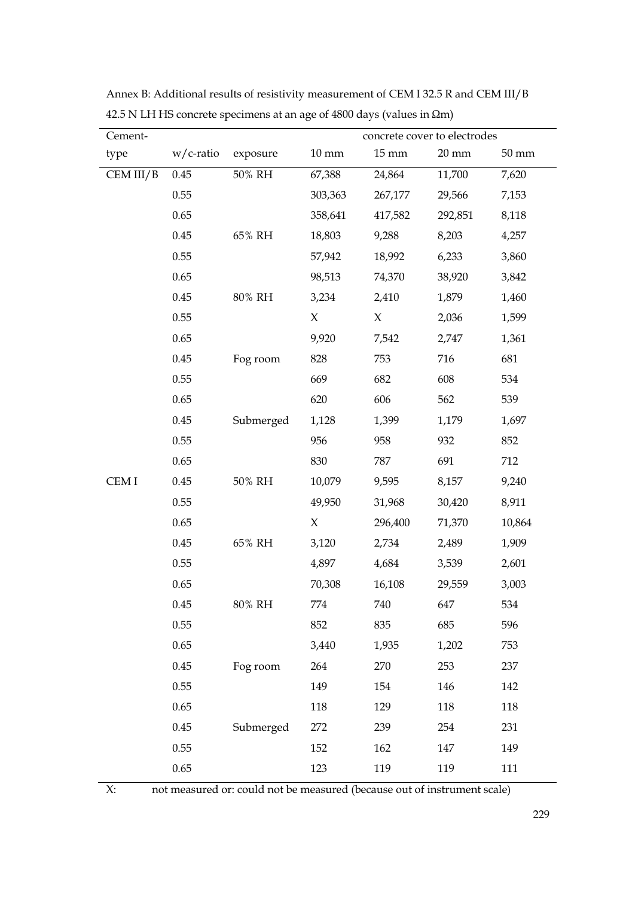Annex B: Additional results of resistivity measurement of CEM I 32.5 R and CEM III/B 42.5 N LH HS concrete specimens at an age of 4800 days (values in Ωm)

| Cement-type | w/c-ratio | exposure | concrete cover to electrodes 10 mm | 15 mm | 20 mm | 50 mm |
|---|---|---|---|---|---|---|
| CEM III/B | 0.45 | 50% RH | 67,388 | 24,864 | 11,700 | 7,620 |
| | 0.55 | | 303,363 | 267,177 | 29,566 | 7,153 |
| | 0.65 | | 358,641 | 417,582 | 292,851 | 8,118 |
| | 0.45 | 65% RH | 18,803 | 9,288 | 8,203 | 4,257 |
| | 0.55 | | 57,942 | 18,992 | 6,233 | 3,860 |
| | 0.65 | | 98,513 | 74,370 | 38,920 | 3,842 |
| | 0.45 | 80% RH | 3,234 | 2,410 | 1,879 | 1,460 |
| | 0.55 | | X | X | 2,036 | 1,599 |
| | 0.65 | | 9,920 | 7,542 | 2,747 | 1,361 |
| | 0.45 | Fog room | 828 | 753 | 716 | 681 |
| | 0.55 | | 669 | 682 | 608 | 534 |
| | 0.65 | | 620 | 606 | 562 | 539 |
| | 0.45 | Submerged | 1,128 | 1,399 | 1,179 | 1,697 |
| | 0.55 | | 956 | 958 | 932 | 852 |
| | 0.65 | | 830 | 787 | 691 | 712 |
| CEM I | 0.45 | 50% RH | 10,079 | 9,595 | 8,157 | 9,240 |
| | 0.55 | | 49,950 | 31,968 | 30,420 | 8,911 |
| | 0.65 | | X | 296,400 | 71,370 | 10,864 |
| | 0.45 | 65% RH | 3,120 | 2,734 | 2,489 | 1,909 |
| | 0.55 | | 4,897 | 4,684 | 3,539 | 2,601 |
| | 0.65 | | 70,308 | 16,108 | 29,559 | 3,003 |
| | 0.45 | 80% RH | 774 | 740 | 647 | 534 |
| | 0.55 | | 852 | 835 | 685 | 596 |
| | 0.65 | | 3,440 | 1,935 | 1,202 | 753 |
| | 0.45 | Fog room | 264 | 270 | 253 | 237 |
| | 0.55 | | 149 | 154 | 146 | 142 |
| | 0.65 | | 118 | 129 | 118 | 118 |
| | 0.45 | Submerged | 272 | 239 | 254 | 231 |
| | 0.55 | | 152 | 162 | 147 | 149 |
| | 0.65 | | 123 | 119 | 119 | 111 |

X: not measured or: could not be measured (because out of instrument scale)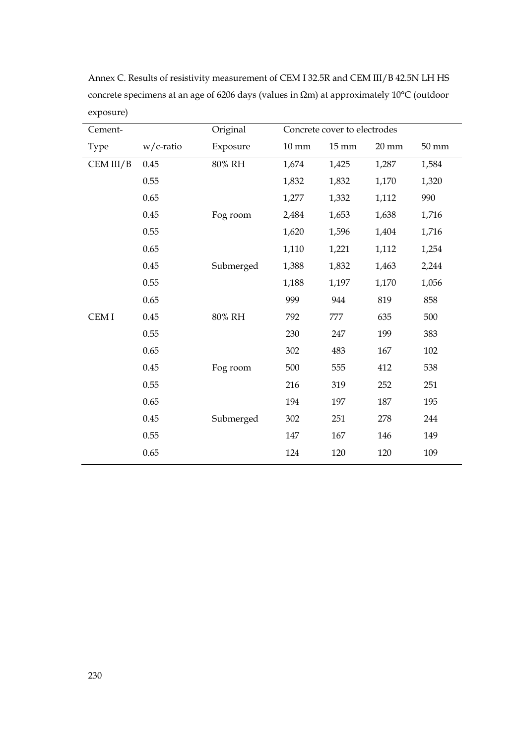Annex C. Results of resistivity measurement of CEM I 32.5R and CEM III/B 42.5N LH HS concrete specimens at an age of 6206 days (values in Ωm) at approximately 10°C (outdoor exposure)

| Cement- | | Original | Concrete cover to electrodes | | | |
|---|---|---|---|---|---|---|
| Type | w/c-ratio | Exposure | 10 mm | 15 mm | 20 mm | 50 mm |
| CEM III/B | 0.45 | 80% RH | 1,674 | 1,425 | 1,287 | 1,584 |
| | 0.55 | | 1,832 | 1,832 | 1,170 | 1,320 |
| | 0.65 | | 1,277 | 1,332 | 1,112 | 990 |
| | 0.45 | Fog room | 2,484 | 1,653 | 1,638 | 1,716 |
| | 0.55 | | 1,620 | 1,596 | 1,404 | 1,716 |
| | 0.65 | | 1,110 | 1,221 | 1,112 | 1,254 |
| | 0.45 | Submerged | 1,388 | 1,832 | 1,463 | 2,244 |
| | 0.55 | | 1,188 | 1,197 | 1,170 | 1,056 |
| | 0.65 | | 999 | 944 | 819 | 858 |
| CEM I | 0.45 | 80% RH | 792 | 777 | 635 | 500 |
| | 0.55 | | 230 | 247 | 199 | 383 |
| | 0.65 | | 302 | 483 | 167 | 102 |
| | 0.45 | Fog room | 500 | 555 | 412 | 538 |
| | 0.55 | | 216 | 319 | 252 | 251 |
| | 0.65 | | 194 | 197 | 187 | 195 |
| | 0.45 | Submerged | 302 | 251 | 278 | 244 |
| | 0.55 | | 147 | 167 | 146 | 149 |
| | 0.65 | | 124 | 120 | 120 | 109 |